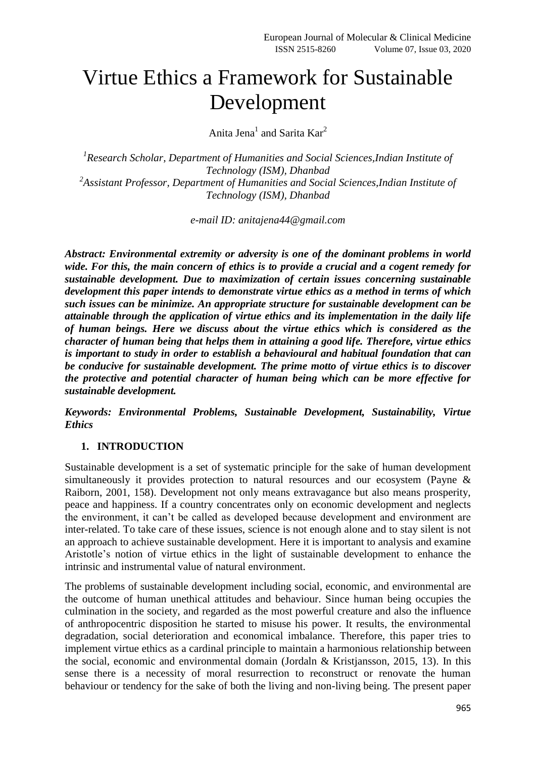# Virtue Ethics a Framework for Sustainable Development

Anita Jena[1] and Sarita Kar[2]

*[1]Research Scholar, Department of Humanities and Social Sciences,Indian Institute of Technology (ISM), Dhanbad*
*[2]Assistant Professor, Department of Humanities and Social Sciences,Indian Institute of Technology (ISM), Dhanbad*

*e-mail ID: anitajena44@gmail.com*

***Abstract: Environmental extremity or adversity is one of the dominant problems in world wide. For this, the main concern of ethics is to provide a crucial and a cogent remedy for sustainable development. Due to maximization of certain issues concerning sustainable development this paper intends to demonstrate virtue ethics as a method in terms of which such issues can be minimize. An appropriate structure for sustainable development can be attainable through the application of virtue ethics and its implementation in the daily life of human beings. Here we discuss about the virtue ethics which is considered as the character of human being that helps them in attaining a good life. Therefore, virtue ethics is important to study in order to establish a behavioural and habitual foundation that can be conducive for sustainable development. The prime motto of virtue ethics is to discover the protective and potential character of human being which can be more effective for sustainable development.***

***Keywords: Environmental Problems, Sustainable Development, Sustainability, Virtue Ethics***

## 1. INTRODUCTION

Sustainable development is a set of systematic principle for the sake of human development simultaneously it provides protection to natural resources and our ecosystem (Payne & Raiborn, 2001, 158). Development not only means extravagance but also means prosperity, peace and happiness. If a country concentrates only on economic development and neglects the environment, it can't be called as developed because development and environment are inter-related. To take care of these issues, science is not enough alone and to stay silent is not an approach to achieve sustainable development. Here it is important to analysis and examine Aristotle's notion of virtue ethics in the light of sustainable development to enhance the intrinsic and instrumental value of natural environment.

The problems of sustainable development including social, economic, and environmental are the outcome of human unethical attitudes and behaviour. Since human being occupies the culmination in the society, and regarded as the most powerful creature and also the influence of anthropocentric disposition he started to misuse his power. It results, the environmental degradation, social deterioration and economical imbalance. Therefore, this paper tries to implement virtue ethics as a cardinal principle to maintain a harmonious relationship between the social, economic and environmental domain (Jordaln & Kristjansson, 2015, 13). In this sense there is a necessity of moral resurrection to reconstruct or renovate the human behaviour or tendency for the sake of both the living and non-living being. The present paper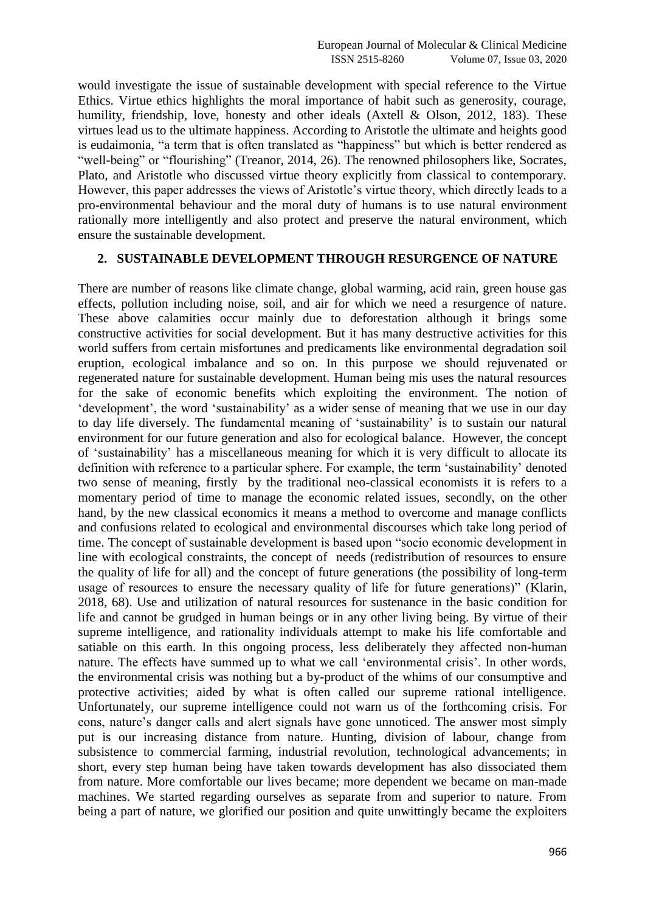would investigate the issue of sustainable development with special reference to the Virtue Ethics. Virtue ethics highlights the moral importance of habit such as generosity, courage, humility, friendship, love, honesty and other ideals (Axtell & Olson, 2012, 183). These virtues lead us to the ultimate happiness. According to Aristotle the ultimate and heights good is eudaimonia, "a term that is often translated as "happiness" but which is better rendered as "well-being" or "flourishing" (Treanor, 2014, 26). The renowned philosophers like, Socrates, Plato, and Aristotle who discussed virtue theory explicitly from classical to contemporary. However, this paper addresses the views of Aristotle's virtue theory, which directly leads to a pro-environmental behaviour and the moral duty of humans is to use natural environment rationally more intelligently and also protect and preserve the natural environment, which ensure the sustainable development.

## 2. SUSTAINABLE DEVELOPMENT THROUGH RESURGENCE OF NATURE

There are number of reasons like climate change, global warming, acid rain, green house gas effects, pollution including noise, soil, and air for which we need a resurgence of nature. These above calamities occur mainly due to deforestation although it brings some constructive activities for social development. But it has many destructive activities for this world suffers from certain misfortunes and predicaments like environmental degradation soil eruption, ecological imbalance and so on. In this purpose we should rejuvenated or regenerated nature for sustainable development. Human being mis uses the natural resources for the sake of economic benefits which exploiting the environment. The notion of 'development', the word 'sustainability' as a wider sense of meaning that we use in our day to day life diversely. The fundamental meaning of 'sustainability' is to sustain our natural environment for our future generation and also for ecological balance. However, the concept of 'sustainability' has a miscellaneous meaning for which it is very difficult to allocate its definition with reference to a particular sphere. For example, the term 'sustainability' denoted two sense of meaning, firstly by the traditional neo-classical economists it is refers to a momentary period of time to manage the economic related issues, secondly, on the other hand, by the new classical economics it means a method to overcome and manage conflicts and confusions related to ecological and environmental discourses which take long period of time. The concept of sustainable development is based upon "socio economic development in line with ecological constraints, the concept of needs (redistribution of resources to ensure the quality of life for all) and the concept of future generations (the possibility of long-term usage of resources to ensure the necessary quality of life for future generations)" (Klarin, 2018, 68). Use and utilization of natural resources for sustenance in the basic condition for life and cannot be grudged in human beings or in any other living being. By virtue of their supreme intelligence, and rationality individuals attempt to make his life comfortable and satiable on this earth. In this ongoing process, less deliberately they affected non-human nature. The effects have summed up to what we call 'environmental crisis'. In other words, the environmental crisis was nothing but a by-product of the whims of our consumptive and protective activities; aided by what is often called our supreme rational intelligence. Unfortunately, our supreme intelligence could not warn us of the forthcoming crisis. For eons, nature's danger calls and alert signals have gone unnoticed. The answer most simply put is our increasing distance from nature. Hunting, division of labour, change from subsistence to commercial farming, industrial revolution, technological advancements; in short, every step human being have taken towards development has also dissociated them from nature. More comfortable our lives became; more dependent we became on man-made machines. We started regarding ourselves as separate from and superior to nature. From being a part of nature, we glorified our position and quite unwittingly became the exploiters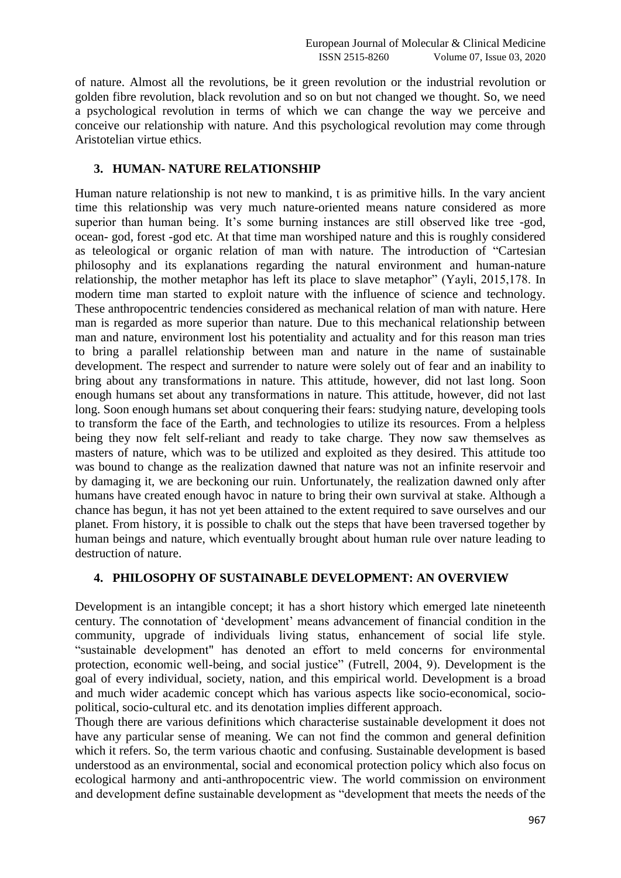of nature. Almost all the revolutions, be it green revolution or the industrial revolution or golden fibre revolution, black revolution and so on but not changed we thought. So, we need a psychological revolution in terms of which we can change the way we perceive and conceive our relationship with nature. And this psychological revolution may come through Aristotelian virtue ethics.

## 3. HUMAN- NATURE RELATIONSHIP

Human nature relationship is not new to mankind, t is as primitive hills. In the vary ancient time this relationship was very much nature-oriented means nature considered as more superior than human being. It's some burning instances are still observed like tree -god, ocean- god, forest -god etc. At that time man worshiped nature and this is roughly considered as teleological or organic relation of man with nature. The introduction of "Cartesian philosophy and its explanations regarding the natural environment and human-nature relationship, the mother metaphor has left its place to slave metaphor" (Yayli, 2015,178. In modern time man started to exploit nature with the influence of science and technology. These anthropocentric tendencies considered as mechanical relation of man with nature. Here man is regarded as more superior than nature. Due to this mechanical relationship between man and nature, environment lost his potentiality and actuality and for this reason man tries to bring a parallel relationship between man and nature in the name of sustainable development. The respect and surrender to nature were solely out of fear and an inability to bring about any transformations in nature. This attitude, however, did not last long. Soon enough humans set about any transformations in nature. This attitude, however, did not last long. Soon enough humans set about conquering their fears: studying nature, developing tools to transform the face of the Earth, and technologies to utilize its resources. From a helpless being they now felt self-reliant and ready to take charge. They now saw themselves as masters of nature, which was to be utilized and exploited as they desired. This attitude too was bound to change as the realization dawned that nature was not an infinite reservoir and by damaging it, we are beckoning our ruin. Unfortunately, the realization dawned only after humans have created enough havoc in nature to bring their own survival at stake. Although a chance has begun, it has not yet been attained to the extent required to save ourselves and our planet. From history, it is possible to chalk out the steps that have been traversed together by human beings and nature, which eventually brought about human rule over nature leading to destruction of nature.

## 4. PHILOSOPHY OF SUSTAINABLE DEVELOPMENT: AN OVERVIEW

Development is an intangible concept; it has a short history which emerged late nineteenth century. The connotation of 'development' means advancement of financial condition in the community, upgrade of individuals living status, enhancement of social life style. "sustainable development" has denoted an effort to meld concerns for environmental protection, economic well-being, and social justice" (Futrell, 2004, 9). Development is the goal of every individual, society, nation, and this empirical world. Development is a broad and much wider academic concept which has various aspects like socio-economical, socio-political, socio-cultural etc. and its denotation implies different approach.

Though there are various definitions which characterise sustainable development it does not have any particular sense of meaning. We can not find the common and general definition which it refers. So, the term various chaotic and confusing. Sustainable development is based understood as an environmental, social and economical protection policy which also focus on ecological harmony and anti-anthropocentric view. The world commission on environment and development define sustainable development as "development that meets the needs of the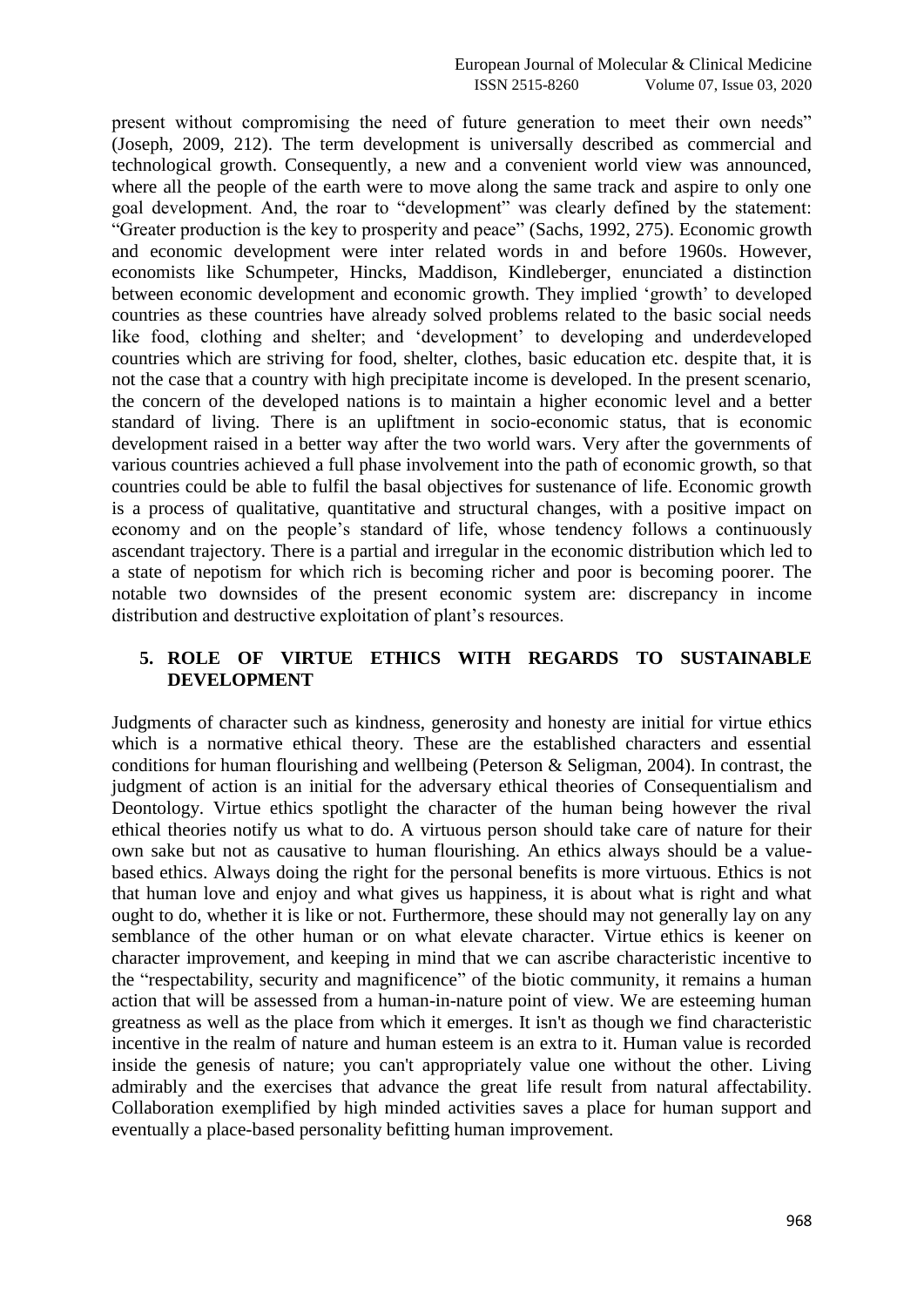present without compromising the need of future generation to meet their own needs" (Joseph, 2009, 212). The term development is universally described as commercial and technological growth. Consequently, a new and a convenient world view was announced, where all the people of the earth were to move along the same track and aspire to only one goal development. And, the roar to "development" was clearly defined by the statement: "Greater production is the key to prosperity and peace" (Sachs, 1992, 275). Economic growth and economic development were inter related words in and before 1960s. However, economists like Schumpeter, Hincks, Maddison, Kindleberger, enunciated a distinction between economic development and economic growth. They implied 'growth' to developed countries as these countries have already solved problems related to the basic social needs like food, clothing and shelter; and 'development' to developing and underdeveloped countries which are striving for food, shelter, clothes, basic education etc. despite that, it is not the case that a country with high precipitate income is developed. In the present scenario, the concern of the developed nations is to maintain a higher economic level and a better standard of living. There is an upliftment in socio-economic status, that is economic development raised in a better way after the two world wars. Very after the governments of various countries achieved a full phase involvement into the path of economic growth, so that countries could be able to fulfil the basal objectives for sustenance of life. Economic growth is a process of qualitative, quantitative and structural changes, with a positive impact on economy and on the people's standard of life, whose tendency follows a continuously ascendant trajectory. There is a partial and irregular in the economic distribution which led to a state of nepotism for which rich is becoming richer and poor is becoming poorer. The notable two downsides of the present economic system are: discrepancy in income distribution and destructive exploitation of plant's resources.

## 5. ROLE OF VIRTUE ETHICS WITH REGARDS TO SUSTAINABLE DEVELOPMENT

Judgments of character such as kindness, generosity and honesty are initial for virtue ethics which is a normative ethical theory. These are the established characters and essential conditions for human flourishing and wellbeing (Peterson & Seligman, 2004). In contrast, the judgment of action is an initial for the adversary ethical theories of Consequentialism and Deontology. Virtue ethics spotlight the character of the human being however the rival ethical theories notify us what to do. A virtuous person should take care of nature for their own sake but not as causative to human flourishing. An ethics always should be a value-based ethics. Always doing the right for the personal benefits is more virtuous. Ethics is not that human love and enjoy and what gives us happiness, it is about what is right and what ought to do, whether it is like or not. Furthermore, these should may not generally lay on any semblance of the other human or on what elevate character. Virtue ethics is keener on character improvement, and keeping in mind that we can ascribe characteristic incentive to the "respectability, security and magnificence" of the biotic community, it remains a human action that will be assessed from a human-in-nature point of view. We are esteeming human greatness as well as the place from which it emerges. It isn't as though we find characteristic incentive in the realm of nature and human esteem is an extra to it. Human value is recorded inside the genesis of nature; you can't appropriately value one without the other. Living admirably and the exercises that advance the great life result from natural affectability. Collaboration exemplified by high minded activities saves a place for human support and eventually a place-based personality befitting human improvement.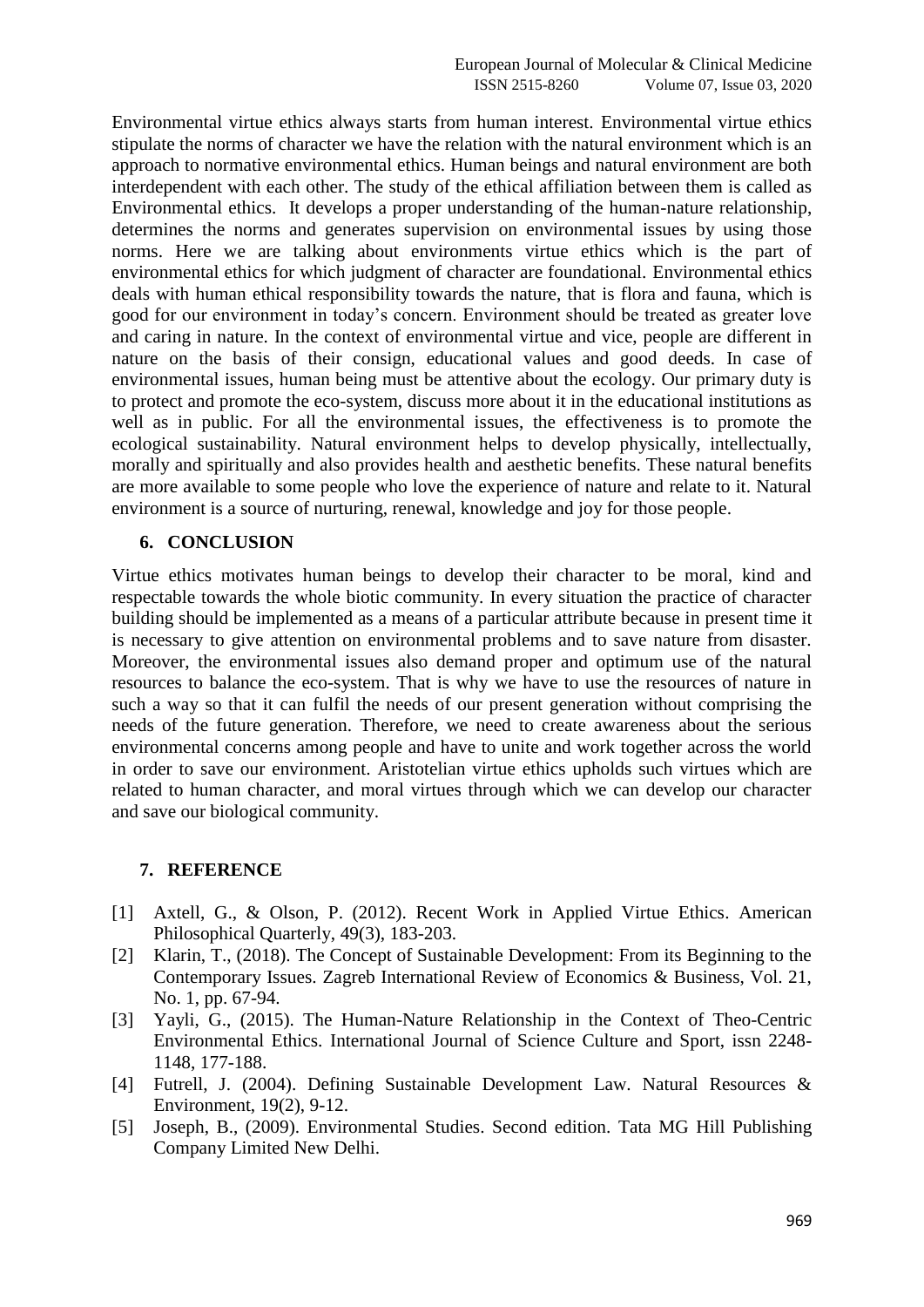Environmental virtue ethics always starts from human interest. Environmental virtue ethics stipulate the norms of character we have the relation with the natural environment which is an approach to normative environmental ethics. Human beings and natural environment are both interdependent with each other. The study of the ethical affiliation between them is called as Environmental ethics. It develops a proper understanding of the human-nature relationship, determines the norms and generates supervision on environmental issues by using those norms. Here we are talking about environments virtue ethics which is the part of environmental ethics for which judgment of character are foundational. Environmental ethics deals with human ethical responsibility towards the nature, that is flora and fauna, which is good for our environment in today's concern. Environment should be treated as greater love and caring in nature. In the context of environmental virtue and vice, people are different in nature on the basis of their consign, educational values and good deeds. In case of environmental issues, human being must be attentive about the ecology. Our primary duty is to protect and promote the eco-system, discuss more about it in the educational institutions as well as in public. For all the environmental issues, the effectiveness is to promote the ecological sustainability. Natural environment helps to develop physically, intellectually, morally and spiritually and also provides health and aesthetic benefits. These natural benefits are more available to some people who love the experience of nature and relate to it. Natural environment is a source of nurturing, renewal, knowledge and joy for those people.

## 6. CONCLUSION

Virtue ethics motivates human beings to develop their character to be moral, kind and respectable towards the whole biotic community. In every situation the practice of character building should be implemented as a means of a particular attribute because in present time it is necessary to give attention on environmental problems and to save nature from disaster. Moreover, the environmental issues also demand proper and optimum use of the natural resources to balance the eco-system. That is why we have to use the resources of nature in such a way so that it can fulfil the needs of our present generation without comprising the needs of the future generation. Therefore, we need to create awareness about the serious environmental concerns among people and have to unite and work together across the world in order to save our environment. Aristotelian virtue ethics upholds such virtues which are related to human character, and moral virtues through which we can develop our character and save our biological community.

## 7. REFERENCE

[1] Axtell, G., & Olson, P. (2012). Recent Work in Applied Virtue Ethics. American Philosophical Quarterly, 49(3), 183-203.

[2] Klarin, T., (2018). The Concept of Sustainable Development: From its Beginning to the Contemporary Issues. Zagreb International Review of Economics & Business, Vol. 21, No. 1, pp. 67-94.

[3] Yayli, G., (2015). The Human-Nature Relationship in the Context of Theo-Centric Environmental Ethics. International Journal of Science Culture and Sport, issn 2248-1148, 177-188.

[4] Futrell, J. (2004). Defining Sustainable Development Law. Natural Resources & Environment, 19(2), 9-12.

[5] Joseph, B., (2009). Environmental Studies. Second edition. Tata MG Hill Publishing Company Limited New Delhi.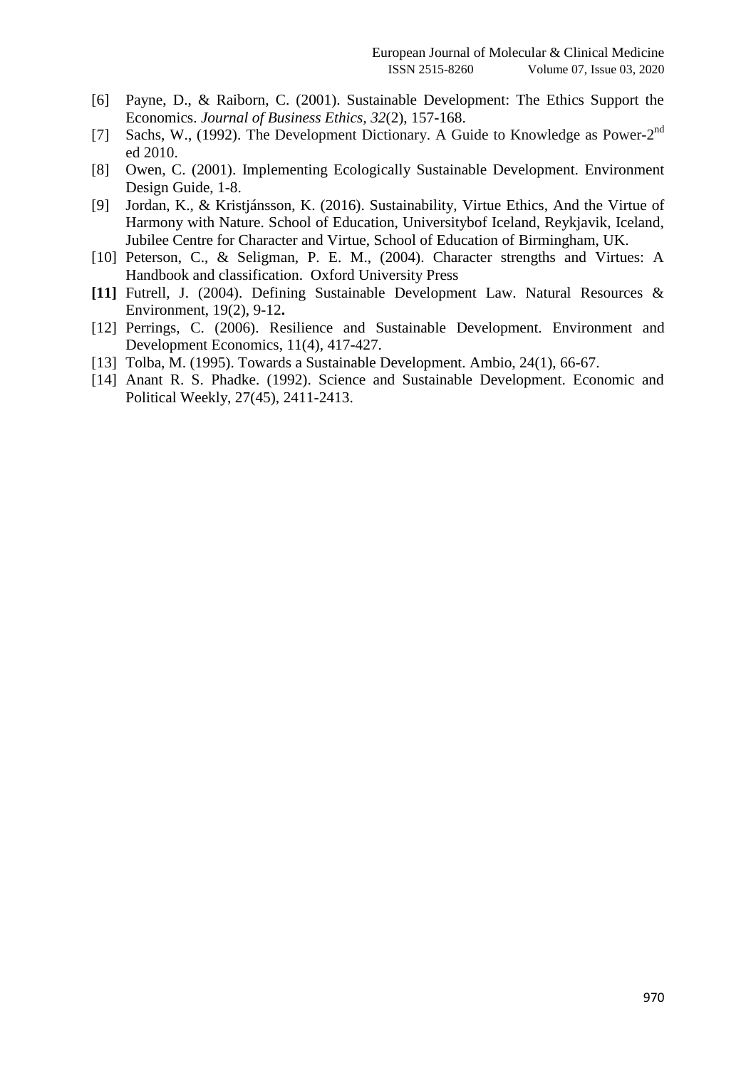[6] Payne, D., & Raiborn, C. (2001). Sustainable Development: The Ethics Support the Economics. *Journal of Business Ethics, 32*(2), 157-168.

[7] Sachs, W., (1992). The Development Dictionary. A Guide to Knowledge as Power-2nd ed 2010.

[8] Owen, C. (2001). Implementing Ecologically Sustainable Development. Environment Design Guide, 1-8.

[9] Jordan, K., & Kristjánsson, K. (2016). Sustainability, Virtue Ethics, And the Virtue of Harmony with Nature. School of Education, Universitybof Iceland, Reykjavik, Iceland, Jubilee Centre for Character and Virtue, School of Education of Birmingham, UK.

[10] Peterson, C., & Seligman, P. E. M., (2004). Character strengths and Virtues: A Handbook and classification. Oxford University Press

**[11]** Futrell, J. (2004). Defining Sustainable Development Law. Natural Resources & Environment, 19(2), 9-12**.**

[12] Perrings, C. (2006). Resilience and Sustainable Development. Environment and Development Economics, 11(4), 417-427.

[13] Tolba, M. (1995). Towards a Sustainable Development. Ambio, 24(1), 66-67.

[14] Anant R. S. Phadke. (1992). Science and Sustainable Development. Economic and Political Weekly, 27(45), 2411-2413.